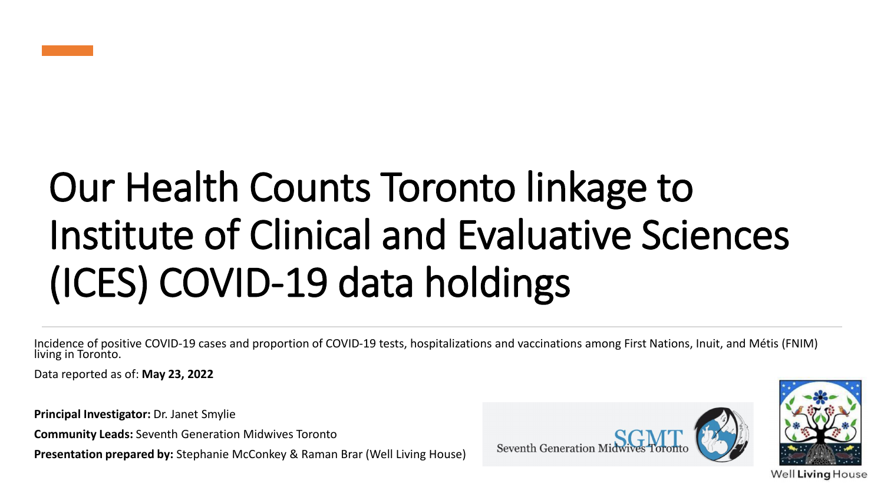# Our Health Counts Toronto linkage to Institute of Clinical and Evaluative Sciences (ICES) COVID-19 data holdings

Incidence of positive COVID-19 cases and proportion of COVID-19 tests, hospitalizations and vaccinations among First Nations, Inuit, and Métis (FNIM) living in Toronto.

Data reported as of: **May 23, 2022**

**Principal Investigator:** Dr. Janet Smylie

**Community Leads:** Seventh Generation Midwives Toronto

**Presentation prepared by:** Stephanie McConkey & Raman Brar (Well Living House)

Seventh Generation Midwives Toronto SGMT

Well Living House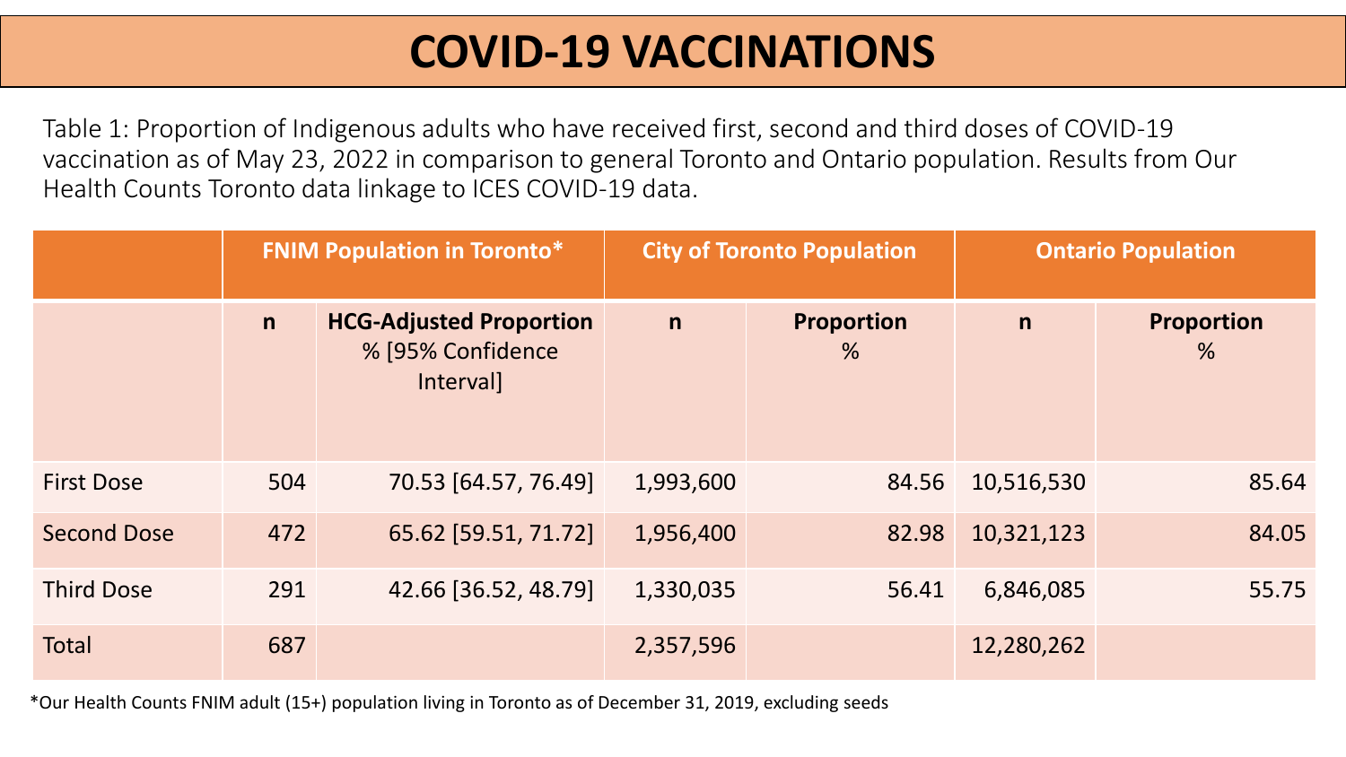# COVID-19 VACCINATIONS

Table 1: Proportion of Indigenous adults who have received first, second and third doses of COVID-19 vaccination as of May 23, 2022 in comparison to general Toronto and Ontario population. Results from Our Health Counts Toronto data linkage to ICES COVID-19 data.

| | FNIM Population in Toronto* | | City of Toronto Population | | Ontario Population | |
|---|---|---|---|---|---|---|
| | **n** | **HCG-Adjusted Proportion** % [95% Confidence Interval] | **n** | **Proportion** % | **n** | **Proportion** % |
| First Dose | 504 | 70.53 [64.57, 76.49] | 1,993,600 | 84.56 | 10,516,530 | 85.64 |
| Second Dose | 472 | 65.62 [59.51, 71.72] | 1,956,400 | 82.98 | 10,321,123 | 84.05 |
| Third Dose | 291 | 42.66 [36.52, 48.79] | 1,330,035 | 56.41 | 6,846,085 | 55.75 |
| Total | 687 | | 2,357,596 | | 12,280,262 | |

*Our Health Counts FNIM adult (15+) population living in Toronto as of December 31, 2019, excluding seeds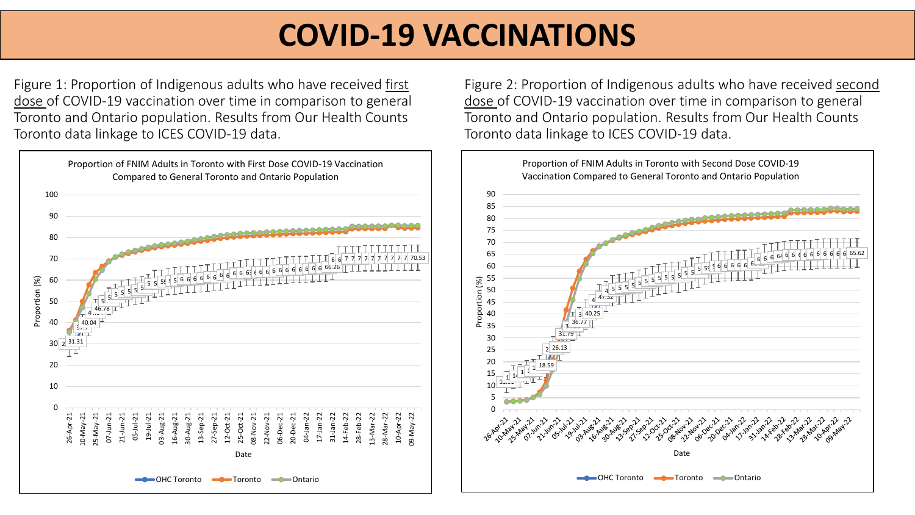# COVID-19 VACCINATIONS

Figure 1: Proportion of Indigenous adults who have received first dose of COVID-19 vaccination over time in comparison to general Toronto and Ontario population. Results from Our Health Counts Toronto data linkage to ICES COVID-19 data.

Proportion of FNIM Adults in Toronto with First Dose COVID-19 Vaccination Compared to General Toronto and Ontario Population

Figure 2: Proportion of Indigenous adults who have received second dose of COVID-19 vaccination over time in comparison to general Toronto and Ontario population. Results from Our Health Counts Toronto data linkage to ICES COVID-19 data.

Proportion of FNIM Adults in Toronto with Second Dose COVID-19 Vaccination Compared to General Toronto and Ontario Population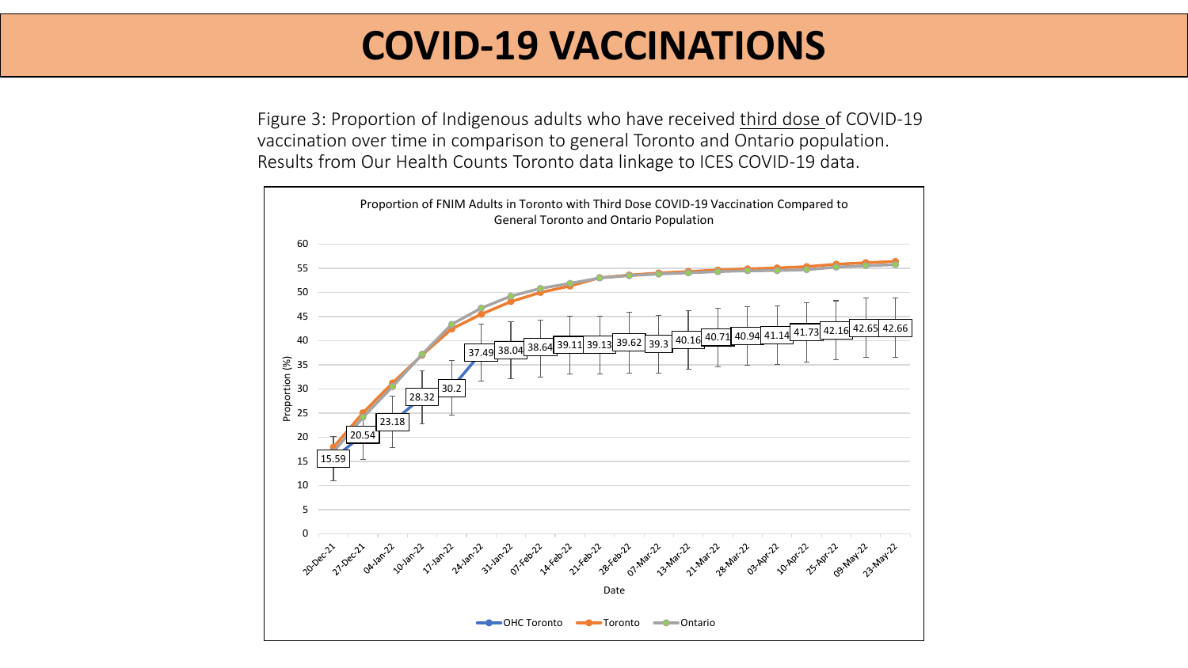# COVID-19 VACCINATIONS

Figure 3: Proportion of Indigenous adults who have received third dose of COVID-19 vaccination over time in comparison to general Toronto and Ontario population. Results from Our Health Counts Toronto data linkage to ICES COVID-19 data.

Proportion of FNIM Adults in Toronto with Third Dose COVID-19 Vaccination Compared to General Toronto and Ontario Population

| Date | OHC Toronto (%) |
|---|---|
| 20-Dec-21 | 15.59 |
| 27-Dec-21 | 20.54 |
| 04-Jan-22 | 23.18 |
| 10-Jan-22 | 28.32 |
| 17-Jan-22 | 30.2 |
| 24-Jan-22 | 37.49 |
| 31-Jan-22 | 38.04 |
| 07-Feb-22 | 38.64 |
| 14-Feb-22 | 39.11 |
| 21-Feb-22 | 39.13 |
| 28-Feb-22 | 39.62 |
| 07-Mar-22 | 39.3 |
| 13-Mar-22 | 40.16 |
| 21-Mar-22 | 40.71 |
| 28-Mar-22 | 40.94 |
| 03-Apr-22 | 41.14 |
| 10-Apr-22 | 41.73 |
| 25-Apr-22 | 42.16 |
| 09-May-22 | 42.65 |
| 23-May-22 | 42.66 |

Legend: OHC Toronto, Toronto, Ontario. Y-axis: Proportion (%); X-axis: Date.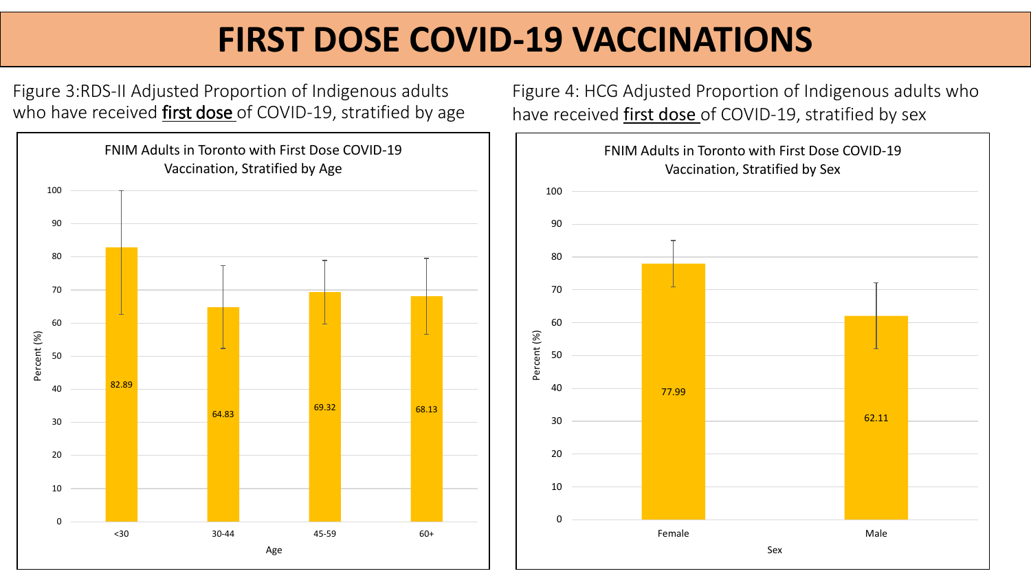# FIRST DOSE COVID-19 VACCINATIONS

Figure 3: RDS-II Adjusted Proportion of Indigenous adults who have received **first dose** of COVID-19, stratified by age

**FNIM Adults in Toronto with First Dose COVID-19 Vaccination, Stratified by Age**

| Age | Percent (%) |
|---|---|
| <30 | 82.89 |
| 30-44 | 64.83 |
| 45-59 | 69.32 |
| 60+ | 68.13 |

Figure 4: HCG Adjusted Proportion of Indigenous adults who have received **first dose** of COVID-19, stratified by sex

**FNIM Adults in Toronto with First Dose COVID-19 Vaccination, Stratified by Sex**

| Sex | Percent (%) |
|---|---|
| Female | 77.99 |
| Male | 62.11 |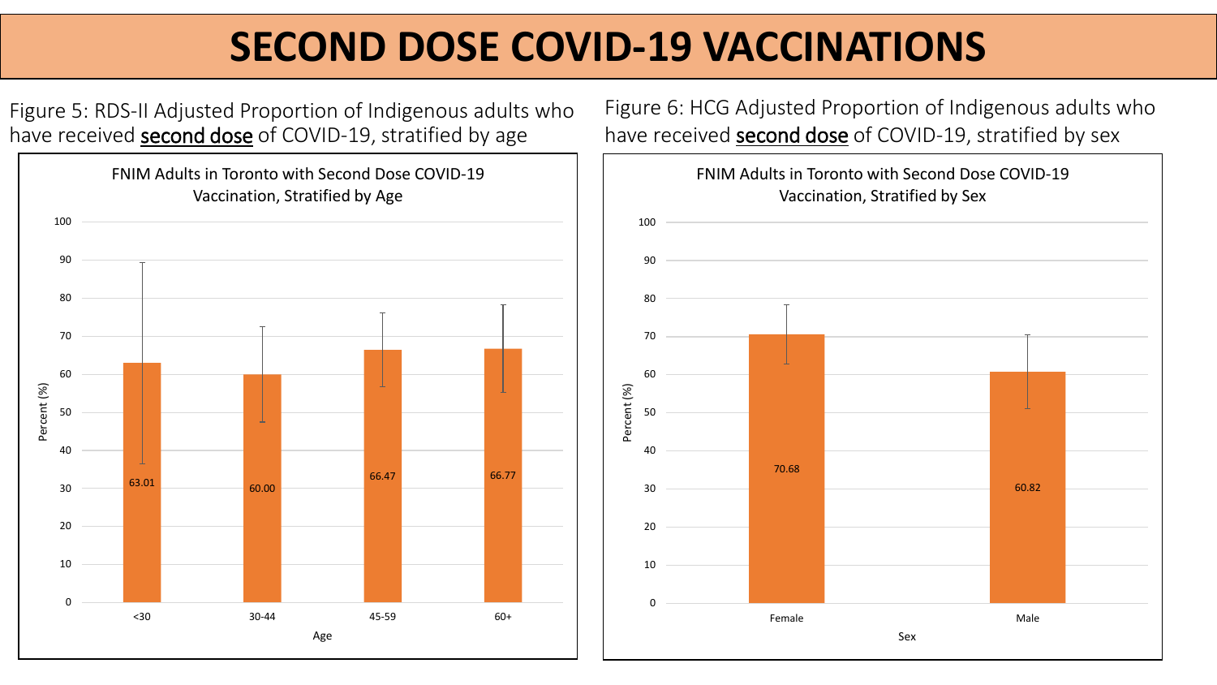# SECOND DOSE COVID-19 VACCINATIONS

Figure 5: RDS-II Adjusted Proportion of Indigenous adults who have received <u>second dose</u> of COVID-19, stratified by age

**FNIM Adults in Toronto with Second Dose COVID-19 Vaccination, Stratified by Age**

| Age | Percent (%) |
|---|---|
| <30 | 63.01 |
| 30-44 | 60.00 |
| 45-59 | 66.47 |
| 60+ | 66.77 |

Figure 6: HCG Adjusted Proportion of Indigenous adults who have received <u>second dose</u> of COVID-19, stratified by sex

**FNIM Adults in Toronto with Second Dose COVID-19 Vaccination, Stratified by Sex**

| Sex | Percent (%) |
|---|---|
| Female | 70.68 |
| Male | 60.82 |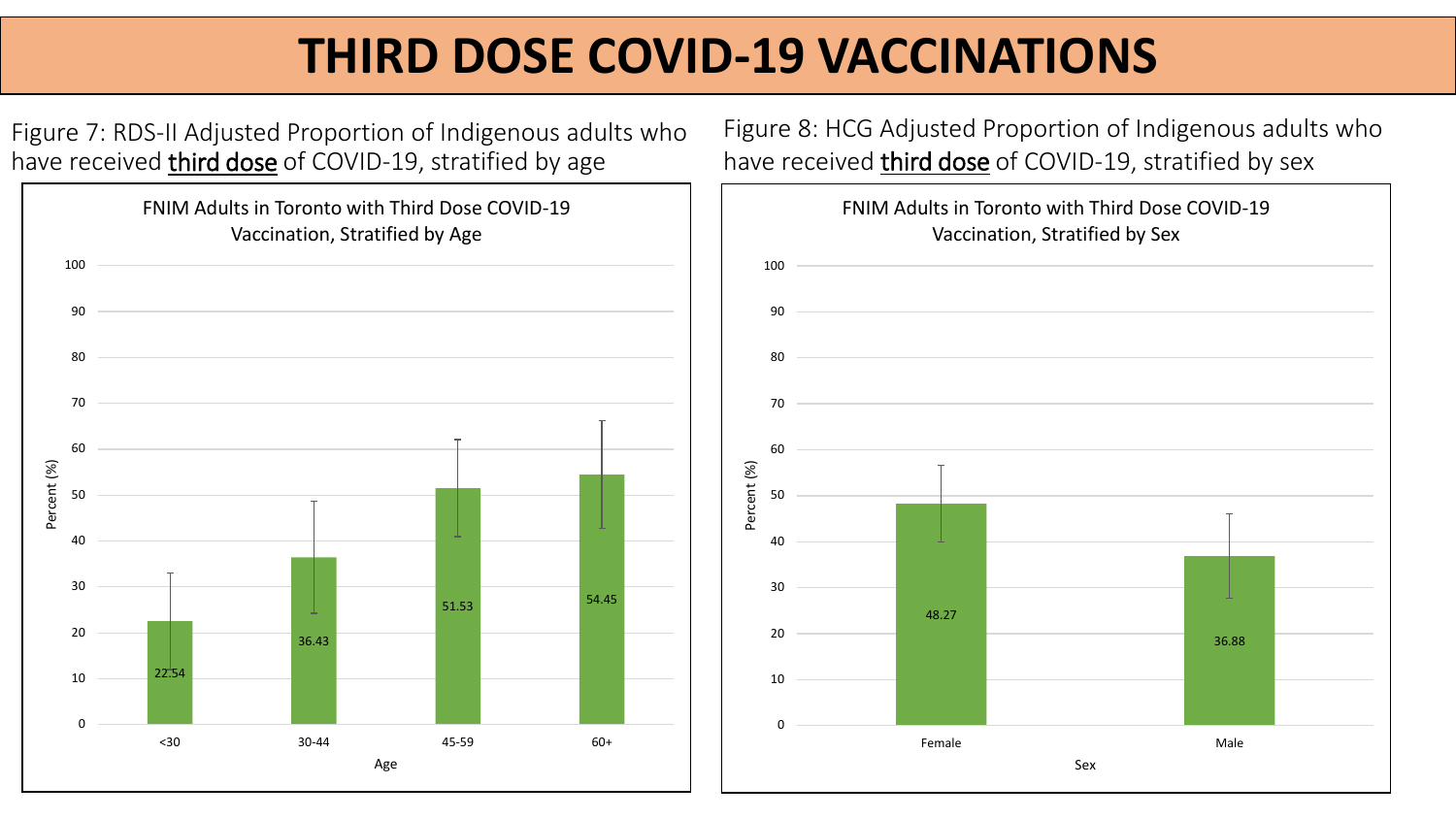# THIRD DOSE COVID-19 VACCINATIONS

Figure 7: RDS-II Adjusted Proportion of Indigenous adults who have received **third dose** of COVID-19, stratified by age

**FNIM Adults in Toronto with Third Dose COVID-19 Vaccination, Stratified by Age**

| Age | Percent (%) |
|---|---|
| <30 | 22.54 |
| 30-44 | 36.43 |
| 45-59 | 51.53 |
| 60+ | 54.45 |

Figure 8: HCG Adjusted Proportion of Indigenous adults who have received **third dose** of COVID-19, stratified by sex

**FNIM Adults in Toronto with Third Dose COVID-19 Vaccination, Stratified by Sex**

| Sex | Percent (%) |
|---|---|
| Female | 48.27 |
| Male | 36.88 |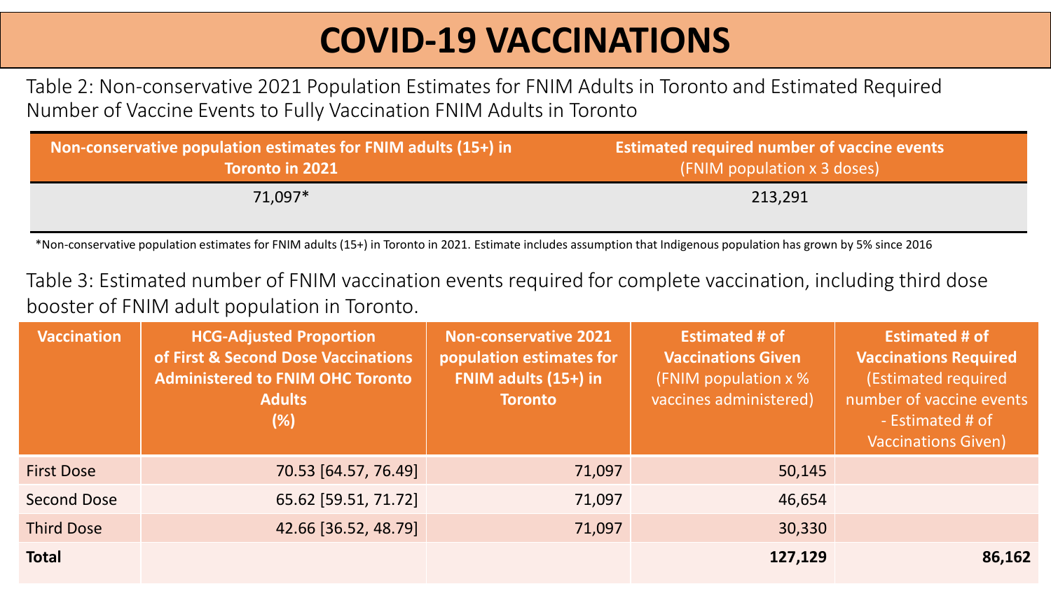# COVID-19 VACCINATIONS

Table 2: Non-conservative 2021 Population Estimates for FNIM Adults in Toronto and Estimated Required Number of Vaccine Events to Fully Vaccination FNIM Adults in Toronto

| Non-conservative population estimates for FNIM adults (15+) in Toronto in 2021 | Estimated required number of vaccine events (FNIM population x 3 doses) |
|---|---|
| 71,097* | 213,291 |

*Non-conservative population estimates for FNIM adults (15+) in Toronto in 2021. Estimate includes assumption that Indigenous population has grown by 5% since 2016

Table 3: Estimated number of FNIM vaccination events required for complete vaccination, including third dose booster of FNIM adult population in Toronto.

| Vaccination | HCG-Adjusted Proportion of First & Second Dose Vaccinations Administered to FNIM OHC Toronto Adults (%) | Non-conservative 2021 population estimates for FNIM adults (15+) in Toronto | Estimated # of Vaccinations Given (FNIM population x % vaccines administered) | Estimated # of Vaccinations Required (Estimated required number of vaccine events - Estimated # of Vaccinations Given) |
|---|---|---|---|---|
| First Dose | 70.53 [64.57, 76.49] | 71,097 | 50,145 | |
| Second Dose | 65.62 [59.51, 71.72] | 71,097 | 46,654 | |
| Third Dose | 42.66 [36.52, 48.79] | 71,097 | 30,330 | |
| **Total** | | | **127,129** | **86,162** |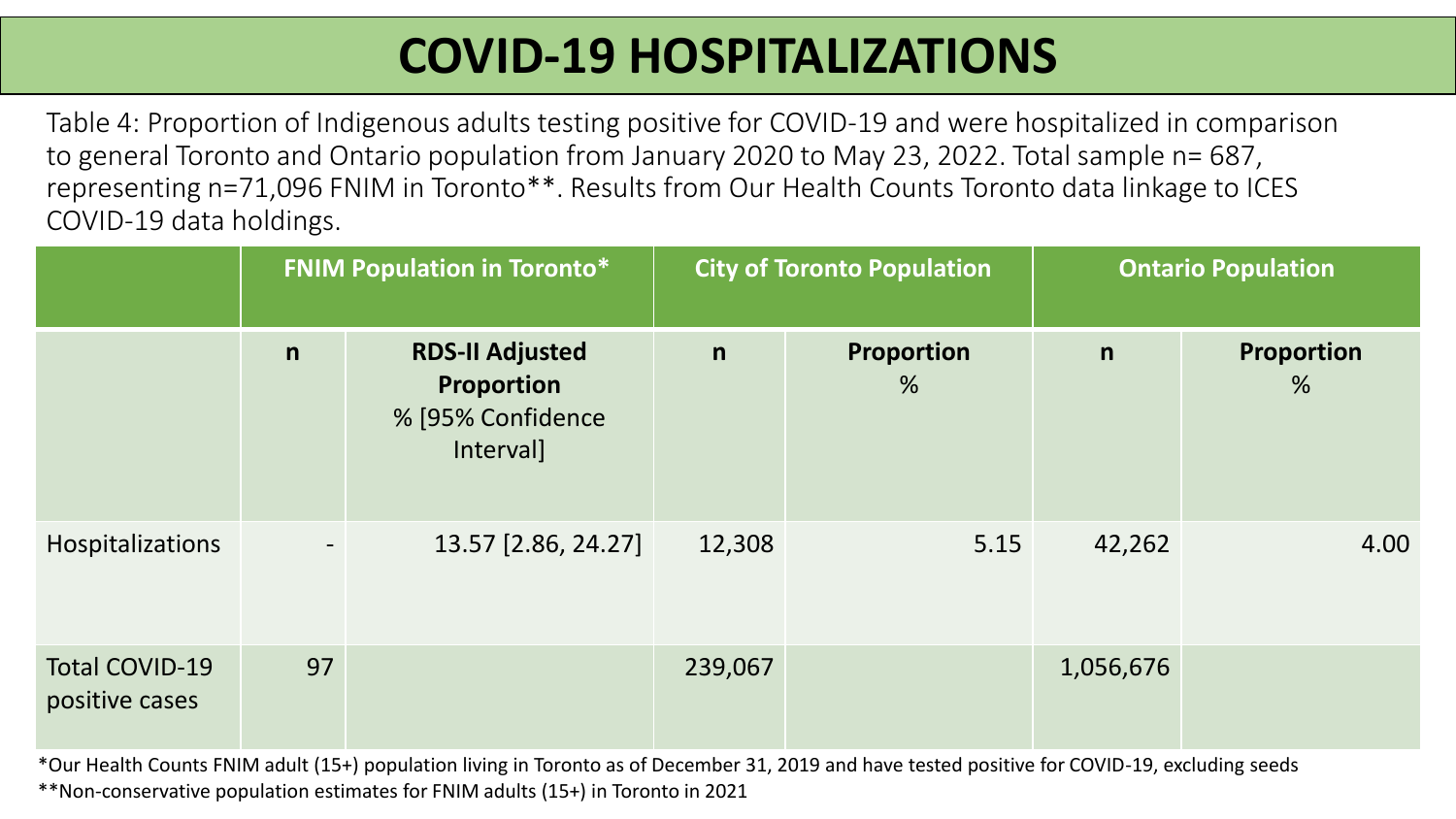# COVID-19 HOSPITALIZATIONS

Table 4: Proportion of Indigenous adults testing positive for COVID-19 and were hospitalized in comparison to general Toronto and Ontario population from January 2020 to May 23, 2022. Total sample n= 687, representing n=71,096 FNIM in Toronto**. Results from Our Health Counts Toronto data linkage to ICES COVID-19 data holdings.

| | FNIM Population in Toronto* | | City of Toronto Population | | Ontario Population | |
|---|---|---|---|---|---|---|
| | **n** | **RDS-II Adjusted Proportion** % [95% Confidence Interval] | **n** | **Proportion** % | **n** | **Proportion** % |
| Hospitalizations | - | 13.57 [2.86, 24.27] | 12,308 | 5.15 | 42,262 | 4.00 |
| Total COVID-19 positive cases | 97 | | 239,067 | | 1,056,676 | |

*Our Health Counts FNIM adult (15+) population living in Toronto as of December 31, 2019 and have tested positive for COVID-19, excluding seeds

**Non-conservative population estimates for FNIM adults (15+) in Toronto in 2021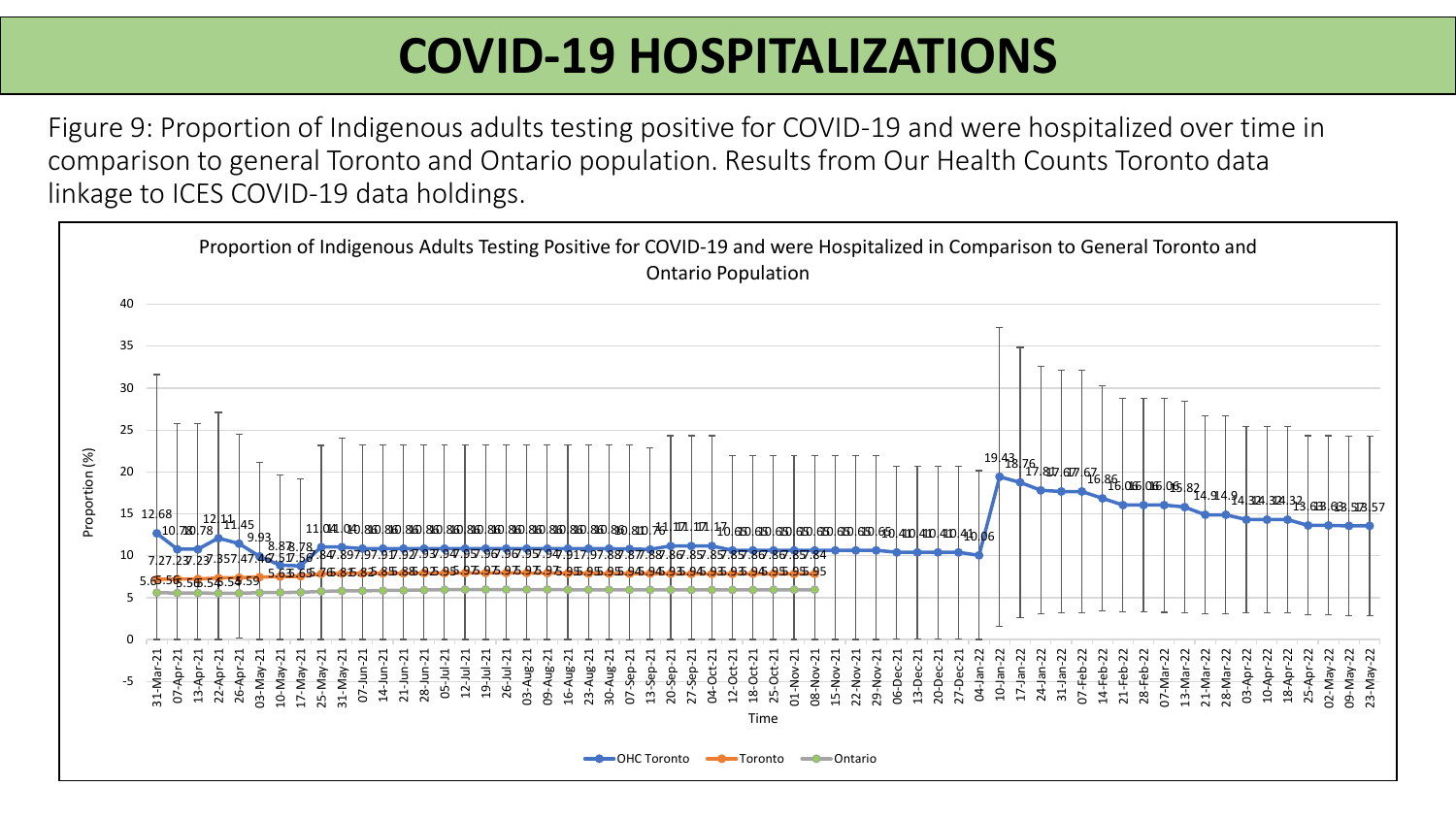# COVID-19 HOSPITALIZATIONS

Figure 9: Proportion of Indigenous adults testing positive for COVID-19 and were hospitalized over time in comparison to general Toronto and Ontario population. Results from Our Health Counts Toronto data linkage to ICES COVID-19 data holdings.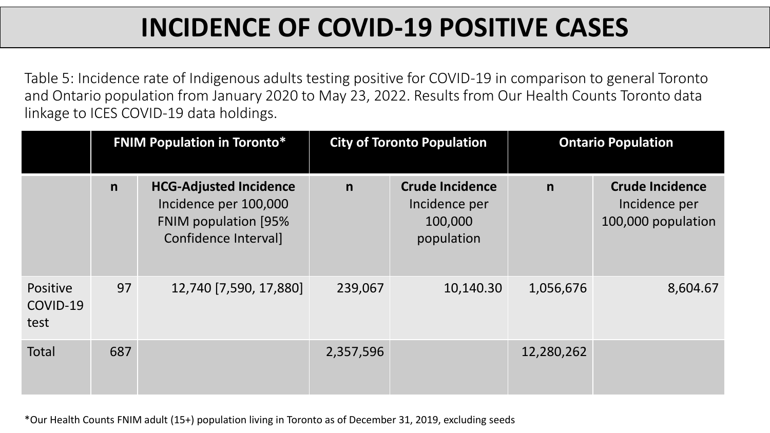# INCIDENCE OF COVID-19 POSITIVE CASES

Table 5: Incidence rate of Indigenous adults testing positive for COVID-19 in comparison to general Toronto and Ontario population from January 2020 to May 23, 2022. Results from Our Health Counts Toronto data linkage to ICES COVID-19 data holdings.

| | FNIM Population in Toronto* | | City of Toronto Population | | Ontario Population | |
|---|---|---|---|---|---|---|
| | **n** | **HCG-Adjusted Incidence** Incidence per 100,000 FNIM population [95% Confidence Interval] | **n** | **Crude Incidence** Incidence per 100,000 population | **n** | **Crude Incidence** Incidence per 100,000 population |
| Positive COVID-19 test | 97 | 12,740 [7,590, 17,880] | 239,067 | 10,140.30 | 1,056,676 | 8,604.67 |
| Total | 687 | | 2,357,596 | | 12,280,262 | |

*Our Health Counts FNIM adult (15+) population living in Toronto as of December 31, 2019, excluding seeds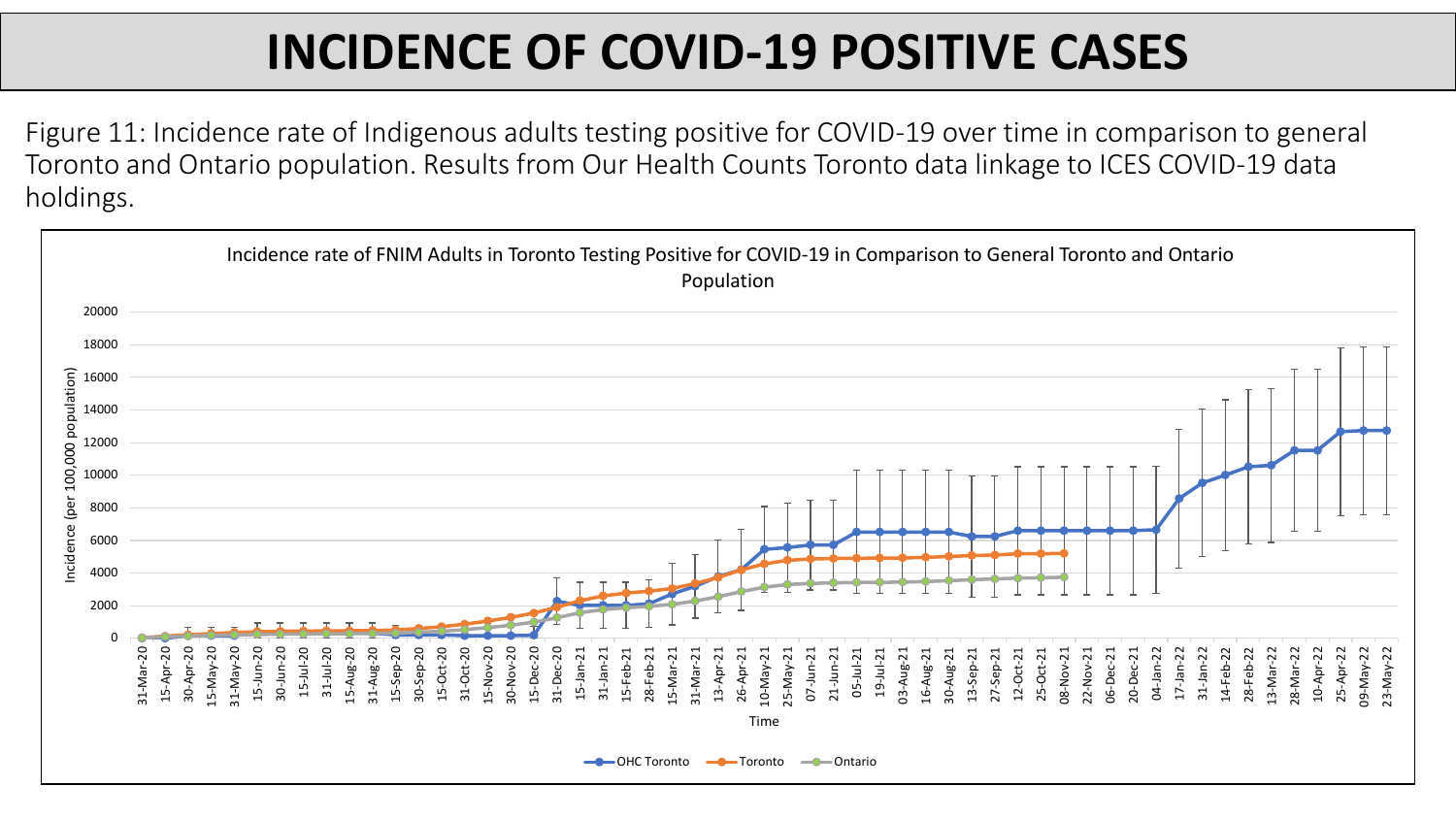# INCIDENCE OF COVID-19 POSITIVE CASES

Figure 11: Incidence rate of Indigenous adults testing positive for COVID-19 over time in comparison to general Toronto and Ontario population. Results from Our Health Counts Toronto data linkage to ICES COVID-19 data holdings.

Incidence rate of FNIM Adults in Toronto Testing Positive for COVID-19 in Comparison to General Toronto and Ontario Population

Incidence (per 100,000 population)

Time

OHC Toronto — Toronto — Ontario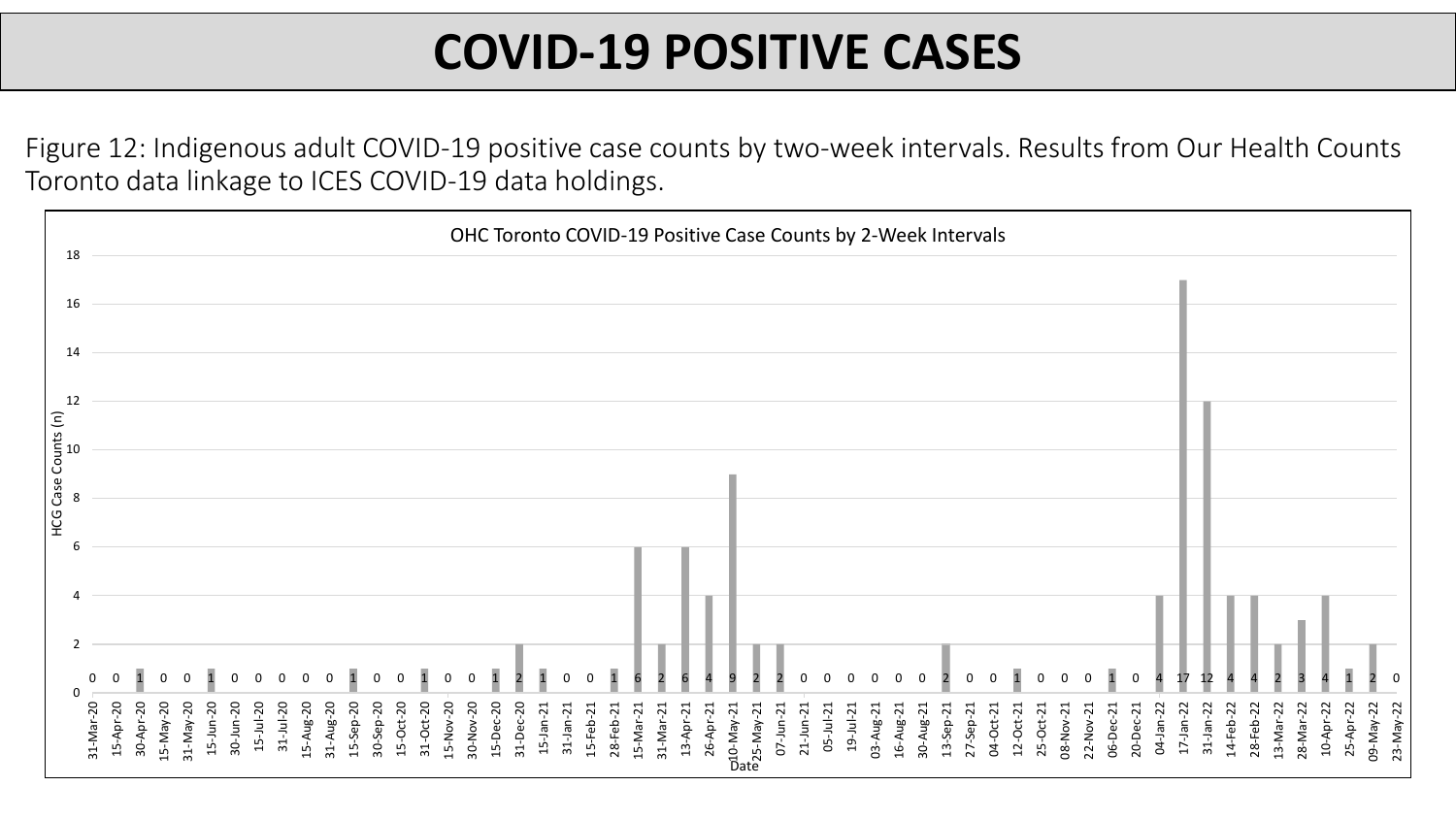# COVID-19 POSITIVE CASES

Figure 12: Indigenous adult COVID-19 positive case counts by two-week intervals. Results from Our Health Counts Toronto data linkage to ICES COVID-19 data holdings.

**OHC Toronto COVID-19 Positive Case Counts by 2-Week Intervals**

| Date | HCG Case Counts (n) |
| --- | --- |
| 31-Mar-20 | 0 |
| 15-Apr-20 | 0 |
| 30-Apr-20 | 1 |
| 15-May-20 | 0 |
| 31-May-20 | 0 |
| 15-Jun-20 | 1 |
| 30-Jun-20 | 0 |
| 15-Jul-20 | 0 |
| 31-Jul-20 | 0 |
| 15-Aug-20 | 0 |
| 31-Aug-20 | 0 |
| 15-Sep-20 | 1 |
| 30-Sep-20 | 0 |
| 15-Oct-20 | 0 |
| 31-Oct-20 | 1 |
| 15-Nov-20 | 0 |
| 30-Nov-20 | 0 |
| 15-Dec-20 | 1 |
| 31-Dec-20 | 2 |
| 15-Jan-21 | 1 |
| 31-Jan-21 | 0 |
| 15-Feb-21 | 0 |
| 28-Feb-21 | 1 |
| 15-Mar-21 | 6 |
| 31-Mar-21 | 2 |
| 13-Apr-21 | 6 |
| 26-Apr-21 | 4 |
| 10-May-21 | 9 |
| 25-May-21 | 2 |
| 07-Jun-21 | 2 |
| 21-Jun-21 | 0 |
| 05-Jul-21 | 0 |
| 19-Jul-21 | 0 |
| 03-Aug-21 | 0 |
| 16-Aug-21 | 0 |
| 30-Aug-21 | 0 |
| 13-Sep-21 | 2 |
| 27-Sep-21 | 0 |
| 04-Oct-21 | 0 |
| 12-Oct-21 | 1 |
| 25-Oct-21 | 0 |
| 08-Nov-21 | 0 |
| 22-Nov-21 | 0 |
| 06-Dec-21 | 1 |
| 20-Dec-21 | 0 |
| 04-Jan-22 | 4 |
| 17-Jan-22 | 17 |
| 31-Jan-22 | 12 |
| 14-Feb-22 | 4 |
| 28-Feb-22 | 4 |
| 13-Mar-22 | 2 |
| 28-Mar-22 | 3 |
| 10-Apr-22 | 4 |
| 25-Apr-22 | 1 |
| 09-May-22 | 2 |
| 23-May-22 | 0 |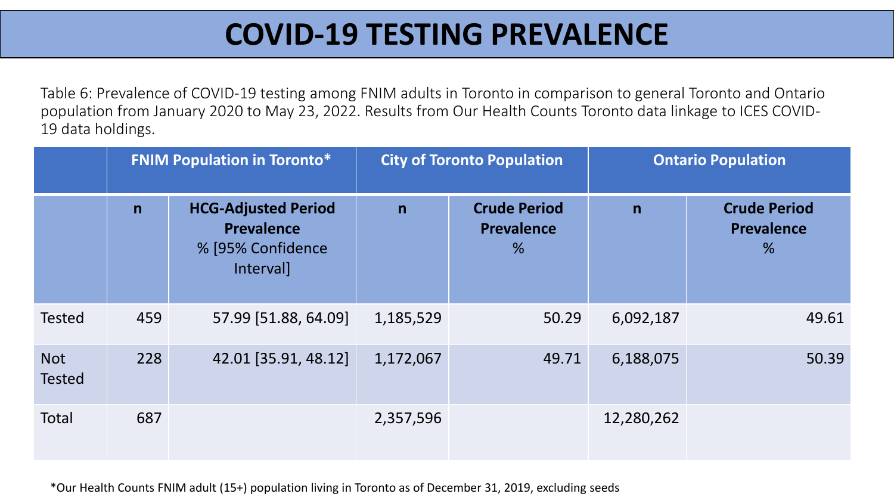# COVID-19 TESTING PREVALENCE

Table 6: Prevalence of COVID-19 testing among FNIM adults in Toronto in comparison to general Toronto and Ontario population from January 2020 to May 23, 2022. Results from Our Health Counts Toronto data linkage to ICES COVID-19 data holdings.

| | FNIM Population in Toronto* | | City of Toronto Population | | Ontario Population | |
|---|---|---|---|---|---|---|
| | **n** | **HCG-Adjusted Period Prevalence** % [95% Confidence Interval] | **n** | **Crude Period Prevalence** % | **n** | **Crude Period Prevalence** % |
| Tested | 459 | 57.99 [51.88, 64.09] | 1,185,529 | 50.29 | 6,092,187 | 49.61 |
| Not Tested | 228 | 42.01 [35.91, 48.12] | 1,172,067 | 49.71 | 6,188,075 | 50.39 |
| Total | 687 | | 2,357,596 | | 12,280,262 | |

*Our Health Counts FNIM adult (15+) population living in Toronto as of December 31, 2019, excluding seeds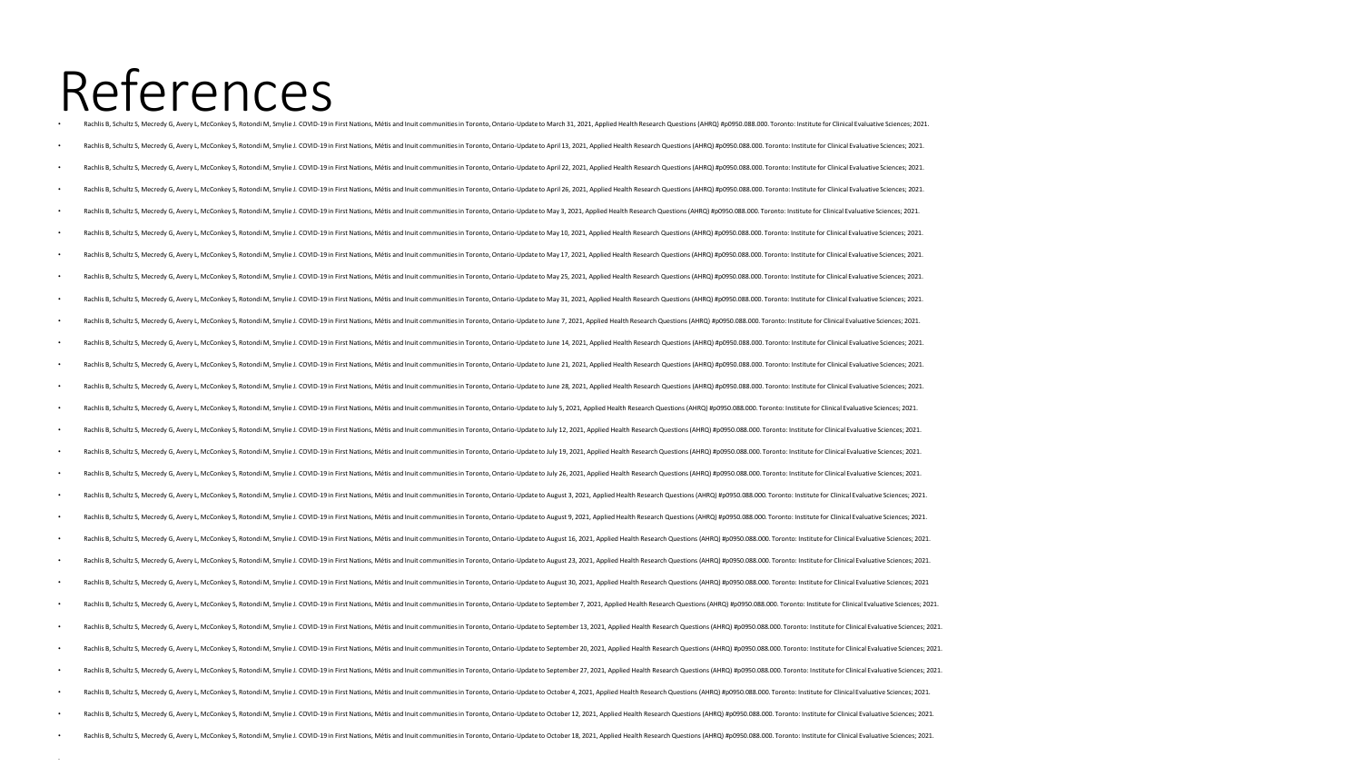# References

- Rachlis B, Schultz S, Mecredy G, Avery L, McConkey S, Rotondi M, Smylie J. COVID-19 in First Nations, Métis and Inuit communities in Toronto, Ontario-Update to March 31, 2021, Applied Health Research Questions (AHRQ) #p0950.088.000. Toronto: Institute for Clinical Evaluative Sciences; 2021.
- Rachlis B, Schultz S, Mecredy G, Avery L, McConkey S, Rotondi M, Smylie J. COVID-19 in First Nations, Métis and Inuit communities in Toronto, Ontario-Update to April 13, 2021, Applied Health Research Questions (AHRQ) #p0950.088.000. Toronto: Institute for Clinical Evaluative Sciences; 2021.
- Rachlis B, Schultz S, Mecredy G, Avery L, McConkey S, Rotondi M, Smylie J. COVID-19 in First Nations, Métis and Inuit communities in Toronto, Ontario-Update to April 22, 2021, Applied Health Research Questions (AHRQ) #p0950.088.000. Toronto: Institute for Clinical Evaluative Sciences; 2021.
- Rachlis B, Schultz S, Mecredy G, Avery L, McConkey S, Rotondi M, Smylie J. COVID-19 in First Nations, Métis and Inuit communities in Toronto, Ontario-Update to April 26, 2021, Applied Health Research Questions (AHRQ) #p0950.088.000. Toronto: Institute for Clinical Evaluative Sciences; 2021.
- Rachlis B, Schultz S, Mecredy G, Avery L, McConkey S, Rotondi M, Smylie J. COVID-19 in First Nations, Métis and Inuit communities in Toronto, Ontario-Update to May 3, 2021, Applied Health Research Questions (AHRQ) #p0950.088.000. Toronto: Institute for Clinical Evaluative Sciences; 2021.
- Rachlis B, Schultz S, Mecredy G, Avery L, McConkey S, Rotondi M, Smylie J. COVID-19 in First Nations, Métis and Inuit communities in Toronto, Ontario-Update to May 10, 2021, Applied Health Research Questions (AHRQ) #p0950.088.000. Toronto: Institute for Clinical Evaluative Sciences; 2021.
- Rachlis B, Schultz S, Mecredy G, Avery L, McConkey S, Rotondi M, Smylie J. COVID-19 in First Nations, Métis and Inuit communities in Toronto, Ontario-Update to May 17, 2021, Applied Health Research Questions (AHRQ) #p0950.088.000. Toronto: Institute for Clinical Evaluative Sciences; 2021.
- Rachlis B, Schultz S, Mecredy G, Avery L, McConkey S, Rotondi M, Smylie J. COVID-19 in First Nations, Métis and Inuit communities in Toronto, Ontario-Update to May 25, 2021, Applied Health Research Questions (AHRQ) #p0950.088.000. Toronto: Institute for Clinical Evaluative Sciences; 2021.
- Rachlis B, Schultz S, Mecredy G, Avery L, McConkey S, Rotondi M, Smylie J. COVID-19 in First Nations, Métis and Inuit communities in Toronto, Ontario-Update to May 31, 2021, Applied Health Research Questions (AHRQ) #p0950.088.000. Toronto: Institute for Clinical Evaluative Sciences; 2021.
- Rachlis B, Schultz S, Mecredy G, Avery L, McConkey S, Rotondi M, Smylie J. COVID-19 in First Nations, Métis and Inuit communities in Toronto, Ontario-Update to June 7, 2021, Applied Health Research Questions (AHRQ) #p0950.088.000. Toronto: Institute for Clinical Evaluative Sciences; 2021.
- Rachlis B, Schultz S, Mecredy G, Avery L, McConkey S, Rotondi M, Smylie J. COVID-19 in First Nations, Métis and Inuit communities in Toronto, Ontario-Update to June 14, 2021, Applied Health Research Questions (AHRQ) #p0950.088.000. Toronto: Institute for Clinical Evaluative Sciences; 2021.
- Rachlis B, Schultz S, Mecredy G, Avery L, McConkey S, Rotondi M, Smylie J. COVID-19 in First Nations, Métis and Inuit communities in Toronto, Ontario-Update to June 21, 2021, Applied Health Research Questions (AHRQ) #p0950.088.000. Toronto: Institute for Clinical Evaluative Sciences; 2021.
- Rachlis B, Schultz S, Mecredy G, Avery L, McConkey S, Rotondi M, Smylie J. COVID-19 in First Nations, Métis and Inuit communities in Toronto, Ontario-Update to June 28, 2021, Applied Health Research Questions (AHRQ) #p0950.088.000. Toronto: Institute for Clinical Evaluative Sciences; 2021.
- Rachlis B, Schultz S, Mecredy G, Avery L, McConkey S, Rotondi M, Smylie J. COVID-19 in First Nations, Métis and Inuit communities in Toronto, Ontario-Update to July 5, 2021, Applied Health Research Questions (AHRQ) #p0950.088.000. Toronto: Institute for Clinical Evaluative Sciences; 2021.
- Rachlis B, Schultz S, Mecredy G, Avery L, McConkey S, Rotondi M, Smylie J. COVID-19 in First Nations, Métis and Inuit communities in Toronto, Ontario-Update to July 12, 2021, Applied Health Research Questions (AHRQ) #p0950.088.000. Toronto: Institute for Clinical Evaluative Sciences; 2021.
- Rachlis B, Schultz S, Mecredy G, Avery L, McConkey S, Rotondi M, Smylie J. COVID-19 in First Nations, Métis and Inuit communities in Toronto, Ontario-Update to July 19, 2021, Applied Health Research Questions (AHRQ) #p0950.088.000. Toronto: Institute for Clinical Evaluative Sciences; 2021.
- Rachlis B, Schultz S, Mecredy G, Avery L, McConkey S, Rotondi M, Smylie J. COVID-19 in First Nations, Métis and Inuit communities in Toronto, Ontario-Update to July 26, 2021, Applied Health Research Questions (AHRQ) #p0950.088.000. Toronto: Institute for Clinical Evaluative Sciences; 2021.
- Rachlis B, Schultz S, Mecredy G, Avery L, McConkey S, Rotondi M, Smylie J. COVID-19 in First Nations, Métis and Inuit communities in Toronto, Ontario-Update to August 3, 2021, Applied Health Research Questions (AHRQ) #p0950.088.000. Toronto: Institute for Clinical Evaluative Sciences; 2021.
- Rachlis B, Schultz S, Mecredy G, Avery L, McConkey S, Rotondi M, Smylie J. COVID-19 in First Nations, Métis and Inuit communities in Toronto, Ontario-Update to August 9, 2021, Applied Health Research Questions (AHRQ) #p0950.088.000. Toronto: Institute for Clinical Evaluative Sciences; 2021.
- Rachlis B, Schultz S, Mecredy G, Avery L, McConkey S, Rotondi M, Smylie J. COVID-19 in First Nations, Métis and Inuit communities in Toronto, Ontario-Update to August 16, 2021, Applied Health Research Questions (AHRQ) #p0950.088.000. Toronto: Institute for Clinical Evaluative Sciences; 2021.
- Rachlis B, Schultz S, Mecredy G, Avery L, McConkey S, Rotondi M, Smylie J. COVID-19 in First Nations, Métis and Inuit communities in Toronto, Ontario-Update to August 23, 2021, Applied Health Research Questions (AHRQ) #p0950.088.000. Toronto: Institute for Clinical Evaluative Sciences; 2021.
- Rachlis B, Schultz S, Mecredy G, Avery L, McConkey S, Rotondi M, Smylie J. COVID-19 in First Nations, Métis and Inuit communities in Toronto, Ontario-Update to August 30, 2021, Applied Health Research Questions (AHRQ) #p0950.088.000. Toronto: Institute for Clinical Evaluative Sciences; 2021
- Rachlis B, Schultz S, Mecredy G, Avery L, McConkey S, Rotondi M, Smylie J. COVID-19 in First Nations, Métis and Inuit communities in Toronto, Ontario-Update to September 7, 2021, Applied Health Research Questions (AHRQ) #p0950.088.000. Toronto: Institute for Clinical Evaluative Sciences; 2021.
- Rachlis B, Schultz S, Mecredy G, Avery L, McConkey S, Rotondi M, Smylie J. COVID-19 in First Nations, Métis and Inuit communities in Toronto, Ontario-Update to September 13, 2021, Applied Health Research Questions (AHRQ) #p0950.088.000. Toronto: Institute for Clinical Evaluative Sciences; 2021.
- Rachlis B, Schultz S, Mecredy G, Avery L, McConkey S, Rotondi M, Smylie J. COVID-19 in First Nations, Métis and Inuit communities in Toronto, Ontario-Update to September 20, 2021, Applied Health Research Questions (AHRQ) #p0950.088.000. Toronto: Institute for Clinical Evaluative Sciences; 2021.
- Rachlis B, Schultz S, Mecredy G, Avery L, McConkey S, Rotondi M, Smylie J. COVID-19 in First Nations, Métis and Inuit communities in Toronto, Ontario-Update to September 27, 2021, Applied Health Research Questions (AHRQ) #p0950.088.000. Toronto: Institute for Clinical Evaluative Sciences; 2021.
- Rachlis B, Schultz S, Mecredy G, Avery L, McConkey S, Rotondi M, Smylie J. COVID-19 in First Nations, Métis and Inuit communities in Toronto, Ontario-Update to October 4, 2021, Applied Health Research Questions (AHRQ) #p0950.088.000. Toronto: Institute for Clinical Evaluative Sciences; 2021.
- Rachlis B, Schultz S, Mecredy G, Avery L, McConkey S, Rotondi M, Smylie J. COVID-19 in First Nations, Métis and Inuit communities in Toronto, Ontario-Update to October 12, 2021, Applied Health Research Questions (AHRQ) #p0950.088.000. Toronto: Institute for Clinical Evaluative Sciences; 2021.
- Rachlis B, Schultz S, Mecredy G, Avery L, McConkey S, Rotondi M, Smylie J. COVID-19 in First Nations, Métis and Inuit communities in Toronto, Ontario-Update to October 18, 2021, Applied Health Research Questions (AHRQ) #p0950.088.000. Toronto: Institute for Clinical Evaluative Sciences; 2021.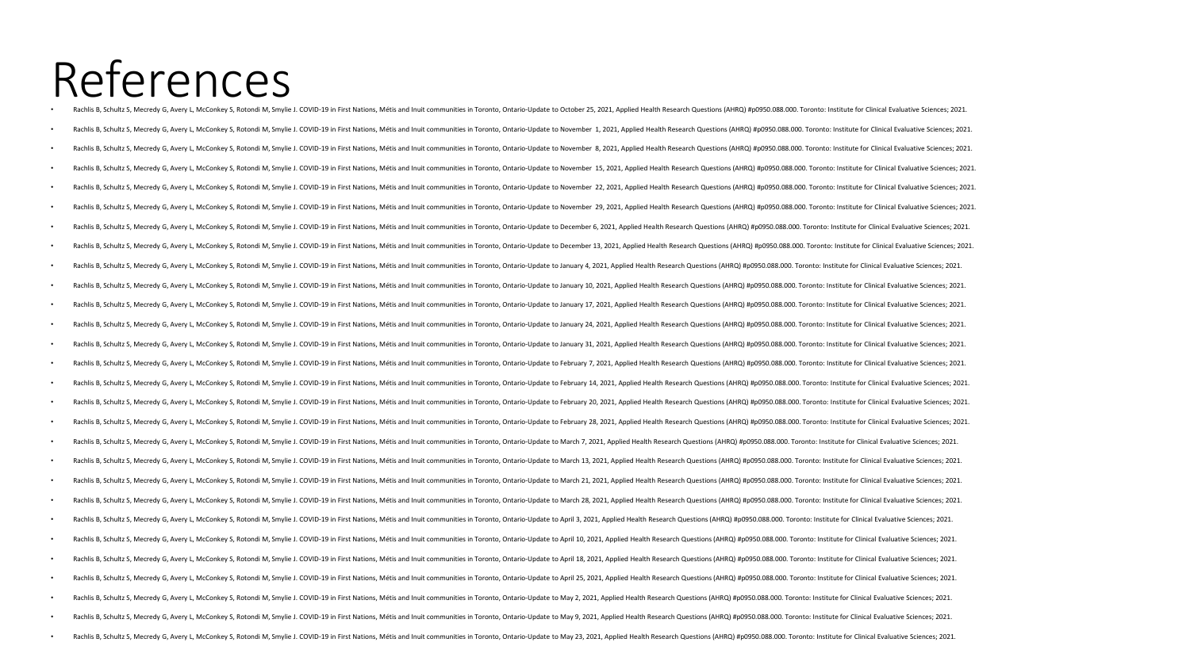# References

- Rachlis B, Schultz S, Mecredy G, Avery L, McConkey S, Rotondi M, Smylie J. COVID-19 in First Nations, Métis and Inuit communities in Toronto, Ontario-Update to October 25, 2021, Applied Health Research Questions (AHRQ) #p0950.088.000. Toronto: Institute for Clinical Evaluative Sciences; 2021.
- Rachlis B, Schultz S, Mecredy G, Avery L, McConkey S, Rotondi M, Smylie J. COVID-19 in First Nations, Métis and Inuit communities in Toronto, Ontario-Update to November 1, 2021, Applied Health Research Questions (AHRQ) #p0950.088.000. Toronto: Institute for Clinical Evaluative Sciences; 2021.
- Rachlis B, Schultz S, Mecredy G, Avery L, McConkey S, Rotondi M, Smylie J. COVID-19 in First Nations, Métis and Inuit communities in Toronto, Ontario-Update to November 8, 2021, Applied Health Research Questions (AHRQ) #p0950.088.000. Toronto: Institute for Clinical Evaluative Sciences; 2021.
- Rachlis B, Schultz S, Mecredy G, Avery L, McConkey S, Rotondi M, Smylie J. COVID-19 in First Nations, Métis and Inuit communities in Toronto, Ontario-Update to November 15, 2021, Applied Health Research Questions (AHRQ) #p0950.088.000. Toronto: Institute for Clinical Evaluative Sciences; 2021.
- Rachlis B, Schultz S, Mecredy G, Avery L, McConkey S, Rotondi M, Smylie J. COVID-19 in First Nations, Métis and Inuit communities in Toronto, Ontario-Update to November 22, 2021, Applied Health Research Questions (AHRQ) #p0950.088.000. Toronto: Institute for Clinical Evaluative Sciences; 2021.
- Rachlis B, Schultz S, Mecredy G, Avery L, McConkey S, Rotondi M, Smylie J. COVID-19 in First Nations, Métis and Inuit communities in Toronto, Ontario-Update to November 29, 2021, Applied Health Research Questions (AHRQ) #p0950.088.000. Toronto: Institute for Clinical Evaluative Sciences; 2021.
- Rachlis B, Schultz S, Mecredy G, Avery L, McConkey S, Rotondi M, Smylie J. COVID-19 in First Nations, Métis and Inuit communities in Toronto, Ontario-Update to December 6, 2021, Applied Health Research Questions (AHRQ) #p0950.088.000. Toronto: Institute for Clinical Evaluative Sciences; 2021.
- Rachlis B, Schultz S, Mecredy G, Avery L, McConkey S, Rotondi M, Smylie J. COVID-19 in First Nations, Métis and Inuit communities in Toronto, Ontario-Update to December 13, 2021, Applied Health Research Questions (AHRQ) #p0950.088.000. Toronto: Institute for Clinical Evaluative Sciences; 2021.
- Rachlis B, Schultz S, Mecredy G, Avery L, McConkey S, Rotondi M, Smylie J. COVID-19 in First Nations, Métis and Inuit communities in Toronto, Ontario-Update to January 4, 2021, Applied Health Research Questions (AHRQ) #p0950.088.000. Toronto: Institute for Clinical Evaluative Sciences; 2021.
- Rachlis B, Schultz S, Mecredy G, Avery L, McConkey S, Rotondi M, Smylie J. COVID-19 in First Nations, Métis and Inuit communities in Toronto, Ontario-Update to January 10, 2021, Applied Health Research Questions (AHRQ) #p0950.088.000. Toronto: Institute for Clinical Evaluative Sciences; 2021.
- Rachlis B, Schultz S, Mecredy G, Avery L, McConkey S, Rotondi M, Smylie J. COVID-19 in First Nations, Métis and Inuit communities in Toronto, Ontario-Update to January 17, 2021, Applied Health Research Questions (AHRQ) #p0950.088.000. Toronto: Institute for Clinical Evaluative Sciences; 2021.
- Rachlis B, Schultz S, Mecredy G, Avery L, McConkey S, Rotondi M, Smylie J. COVID-19 in First Nations, Métis and Inuit communities in Toronto, Ontario-Update to January 24, 2021, Applied Health Research Questions (AHRQ) #p0950.088.000. Toronto: Institute for Clinical Evaluative Sciences; 2021.
- Rachlis B, Schultz S, Mecredy G, Avery L, McConkey S, Rotondi M, Smylie J. COVID-19 in First Nations, Métis and Inuit communities in Toronto, Ontario-Update to January 31, 2021, Applied Health Research Questions (AHRQ) #p0950.088.000. Toronto: Institute for Clinical Evaluative Sciences; 2021.
- Rachlis B, Schultz S, Mecredy G, Avery L, McConkey S, Rotondi M, Smylie J. COVID-19 in First Nations, Métis and Inuit communities in Toronto, Ontario-Update to February 7, 2021, Applied Health Research Questions (AHRQ) #p0950.088.000. Toronto: Institute for Clinical Evaluative Sciences; 2021.
- Rachlis B, Schultz S, Mecredy G, Avery L, McConkey S, Rotondi M, Smylie J. COVID-19 in First Nations, Métis and Inuit communities in Toronto, Ontario-Update to February 14, 2021, Applied Health Research Questions (AHRQ) #p0950.088.000. Toronto: Institute for Clinical Evaluative Sciences; 2021.
- Rachlis B, Schultz S, Mecredy G, Avery L, McConkey S, Rotondi M, Smylie J. COVID-19 in First Nations, Métis and Inuit communities in Toronto, Ontario-Update to February 20, 2021, Applied Health Research Questions (AHRQ) #p0950.088.000. Toronto: Institute for Clinical Evaluative Sciences; 2021.
- Rachlis B, Schultz S, Mecredy G, Avery L, McConkey S, Rotondi M, Smylie J. COVID-19 in First Nations, Métis and Inuit communities in Toronto, Ontario-Update to February 28, 2021, Applied Health Research Questions (AHRQ) #p0950.088.000. Toronto: Institute for Clinical Evaluative Sciences; 2021.
- Rachlis B, Schultz S, Mecredy G, Avery L, McConkey S, Rotondi M, Smylie J. COVID-19 in First Nations, Métis and Inuit communities in Toronto, Ontario-Update to March 7, 2021, Applied Health Research Questions (AHRQ) #p0950.088.000. Toronto: Institute for Clinical Evaluative Sciences; 2021.
- Rachlis B, Schultz S, Mecredy G, Avery L, McConkey S, Rotondi M, Smylie J. COVID-19 in First Nations, Métis and Inuit communities in Toronto, Ontario-Update to March 13, 2021, Applied Health Research Questions (AHRQ) #p0950.088.000. Toronto: Institute for Clinical Evaluative Sciences; 2021.
- Rachlis B, Schultz S, Mecredy G, Avery L, McConkey S, Rotondi M, Smylie J. COVID-19 in First Nations, Métis and Inuit communities in Toronto, Ontario-Update to March 21, 2021, Applied Health Research Questions (AHRQ) #p0950.088.000. Toronto: Institute for Clinical Evaluative Sciences; 2021.
- Rachlis B, Schultz S, Mecredy G, Avery L, McConkey S, Rotondi M, Smylie J. COVID-19 in First Nations, Métis and Inuit communities in Toronto, Ontario-Update to March 28, 2021, Applied Health Research Questions (AHRQ) #p0950.088.000. Toronto: Institute for Clinical Evaluative Sciences; 2021.
- Rachlis B, Schultz S, Mecredy G, Avery L, McConkey S, Rotondi M, Smylie J. COVID-19 in First Nations, Métis and Inuit communities in Toronto, Ontario-Update to April 3, 2021, Applied Health Research Questions (AHRQ) #p0950.088.000. Toronto: Institute for Clinical Evaluative Sciences; 2021.
- Rachlis B, Schultz S, Mecredy G, Avery L, McConkey S, Rotondi M, Smylie J. COVID-19 in First Nations, Métis and Inuit communities in Toronto, Ontario-Update to April 10, 2021, Applied Health Research Questions (AHRQ) #p0950.088.000. Toronto: Institute for Clinical Evaluative Sciences; 2021.
- Rachlis B, Schultz S, Mecredy G, Avery L, McConkey S, Rotondi M, Smylie J. COVID-19 in First Nations, Métis and Inuit communities in Toronto, Ontario-Update to April 18, 2021, Applied Health Research Questions (AHRQ) #p0950.088.000. Toronto: Institute for Clinical Evaluative Sciences; 2021.
- Rachlis B, Schultz S, Mecredy G, Avery L, McConkey S, Rotondi M, Smylie J. COVID-19 in First Nations, Métis and Inuit communities in Toronto, Ontario-Update to April 25, 2021, Applied Health Research Questions (AHRQ) #p0950.088.000. Toronto: Institute for Clinical Evaluative Sciences; 2021.
- Rachlis B, Schultz S, Mecredy G, Avery L, McConkey S, Rotondi M, Smylie J. COVID-19 in First Nations, Métis and Inuit communities in Toronto, Ontario-Update to May 2, 2021, Applied Health Research Questions (AHRQ) #p0950.088.000. Toronto: Institute for Clinical Evaluative Sciences; 2021.
- Rachlis B, Schultz S, Mecredy G, Avery L, McConkey S, Rotondi M, Smylie J. COVID-19 in First Nations, Métis and Inuit communities in Toronto, Ontario-Update to May 9, 2021, Applied Health Research Questions (AHRQ) #p0950.088.000. Toronto: Institute for Clinical Evaluative Sciences; 2021.
- Rachlis B, Schultz S, Mecredy G, Avery L, McConkey S, Rotondi M, Smylie J. COVID-19 in First Nations, Métis and Inuit communities in Toronto, Ontario-Update to May 23, 2021, Applied Health Research Questions (AHRQ) #p0950.088.000. Toronto: Institute for Clinical Evaluative Sciences; 2021.